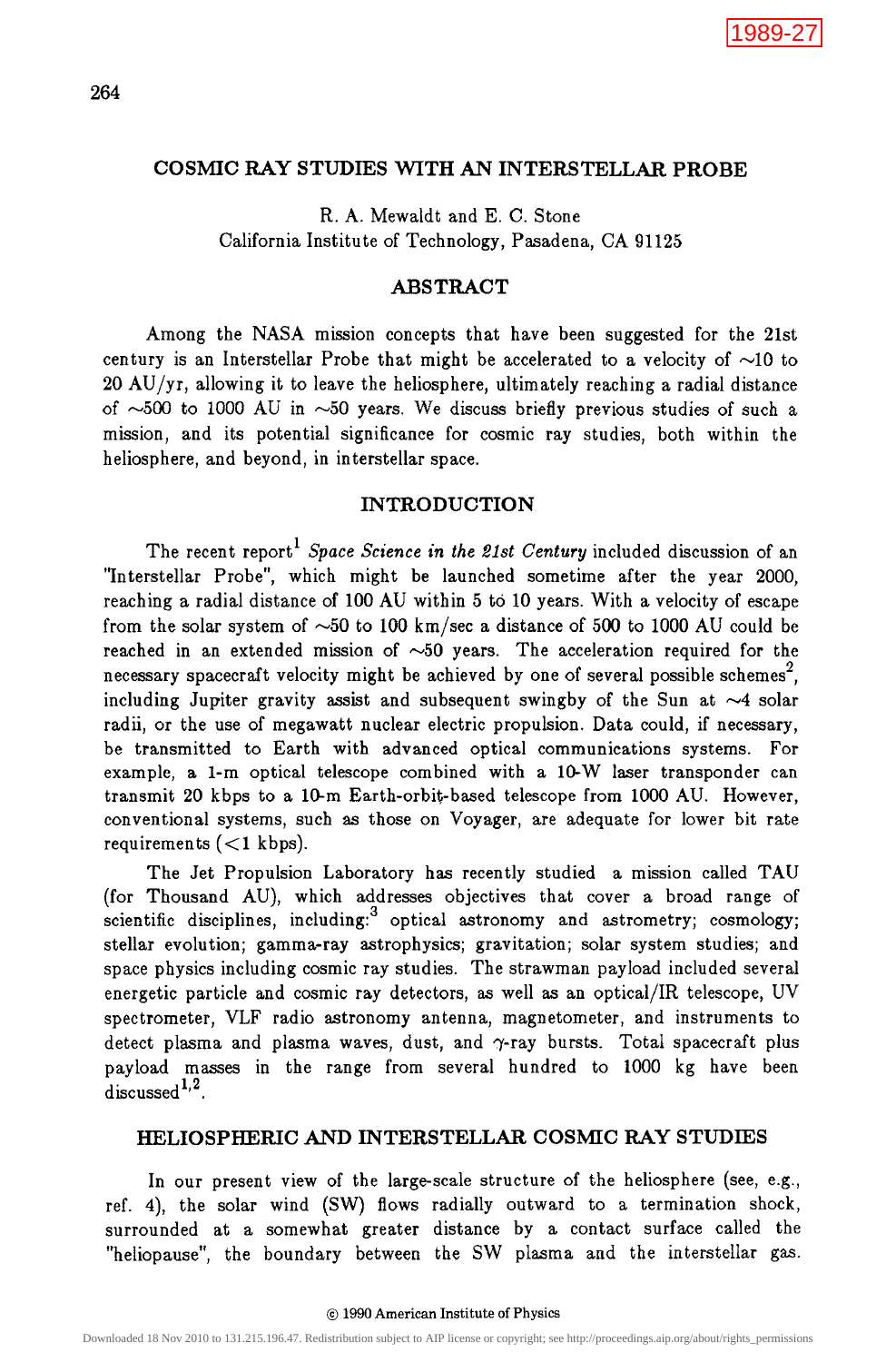# COSMIC RAY STUDIES WITH AN INTERSTELLAR PROBE

R. A. Mewaldt and E. C. Stone
California Institute of Technology, Pasadena, CA 91125

## ABSTRACT

Among the NASA mission concepts that have been suggested for the 21st century is an Interstellar Probe that might be accelerated to a velocity of ~10 to 20 AU/yr, allowing it to leave the heliosphere, ultimately reaching a radial distance of ~500 to 1000 AU in ~50 years. We discuss briefly previous studies of such a mission, and its potential significance for cosmic ray studies, both within the heliosphere, and beyond, in interstellar space.

## INTRODUCTION

The recent report[1] *Space Science in the 21st Century* included discussion of an "Interstellar Probe", which might be launched sometime after the year 2000, reaching a radial distance of 100 AU within 5 to 10 years. With a velocity of escape from the solar system of ~50 to 100 km/sec a distance of 500 to 1000 AU could be reached in an extended mission of ~50 years. The acceleration required for the necessary spacecraft velocity might be achieved by one of several possible schemes[2], including Jupiter gravity assist and subsequent swingby of the Sun at ~4 solar radii, or the use of megawatt nuclear electric propulsion. Data could, if necessary, be transmitted to Earth with advanced optical communications systems. For example, a 1-m optical telescope combined with a 10-W laser transponder can transmit 20 kbps to a 10-m Earth-orbit-based telescope from 1000 AU. However, conventional systems, such as those on Voyager, are adequate for lower bit rate requirements (<1 kbps).

The Jet Propulsion Laboratory has recently studied a mission called TAU (for Thousand AU), which addresses objectives that cover a broad range of scientific disciplines, including:[3] optical astronomy and astrometry; cosmology; stellar evolution; gamma-ray astrophysics; gravitation; solar system studies; and space physics including cosmic ray studies. The strawman payload included several energetic particle and cosmic ray detectors, as well as an optical/IR telescope, UV spectrometer, VLF radio astronomy antenna, magnetometer, and instruments to detect plasma and plasma waves, dust, and $\gamma$-ray bursts. Total spacecraft plus payload masses in the range from several hundred to 1000 kg have been discussed[1,2].

## HELIOSPHERIC AND INTERSTELLAR COSMIC RAY STUDIES

In our present view of the large-scale structure of the heliosphere (see, e.g., ref. 4), the solar wind (SW) flows radially outward to a termination shock, surrounded at a somewhat greater distance by a contact surface called the "heliopause", the boundary between the SW plasma and the interstellar gas.

© 1990 American Institute of Physics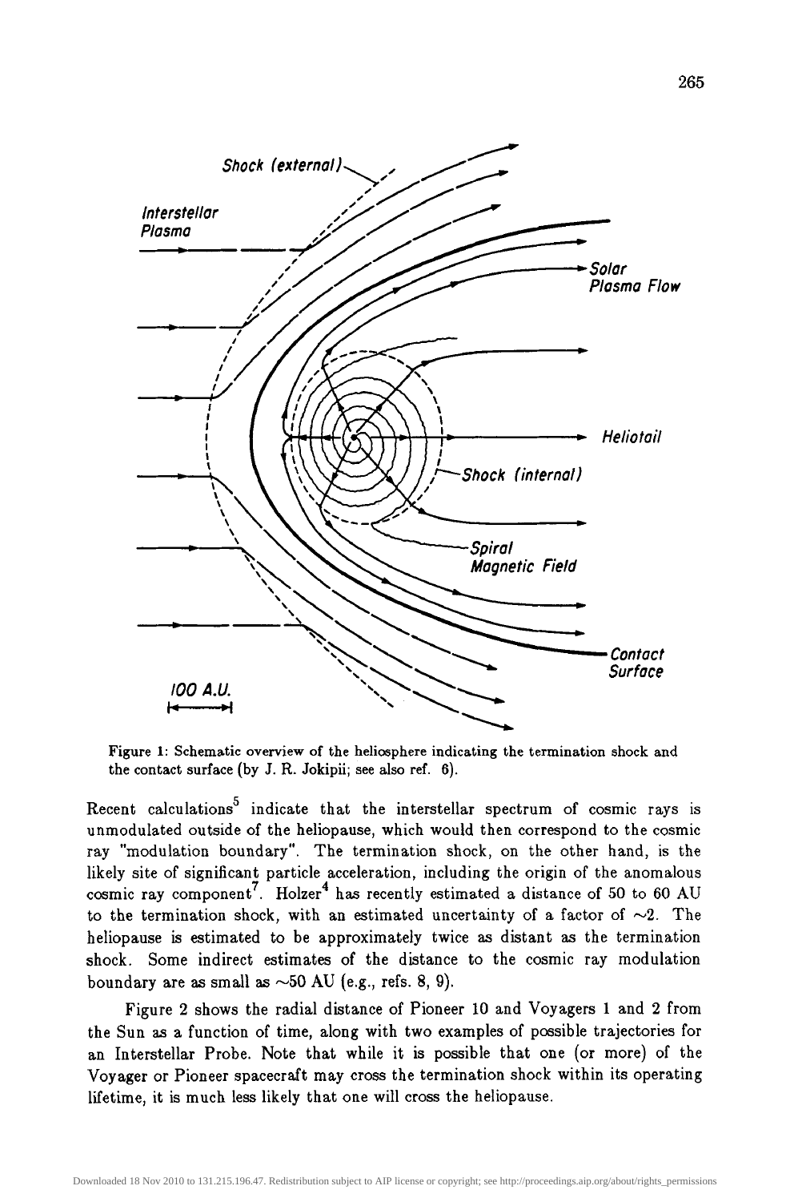Figure 1: Schematic overview of the heliosphere indicating the termination shock and the contact surface (by J. R. Jokipii; see also ref. 6).

Recent calculations[5] indicate that the interstellar spectrum of cosmic rays is unmodulated outside of the heliopause, which would then correspond to the cosmic ray "modulation boundary". The termination shock, on the other hand, is the likely site of significant particle acceleration, including the origin of the anomalous cosmic ray component[7]. Holzer[4] has recently estimated a distance of 50 to 60 AU to the termination shock, with an estimated uncertainty of a factor of ~2. The heliopause is estimated to be approximately twice as distant as the termination shock. Some indirect estimates of the distance to the cosmic ray modulation boundary are as small as ~50 AU (e.g., refs. 8, 9).

Figure 2 shows the radial distance of Pioneer 10 and Voyagers 1 and 2 from the Sun as a function of time, along with two examples of possible trajectories for an Interstellar Probe. Note that while it is possible that one (or more) of the Voyager or Pioneer spacecraft may cross the termination shock within its operating lifetime, it is much less likely that one will cross the heliopause.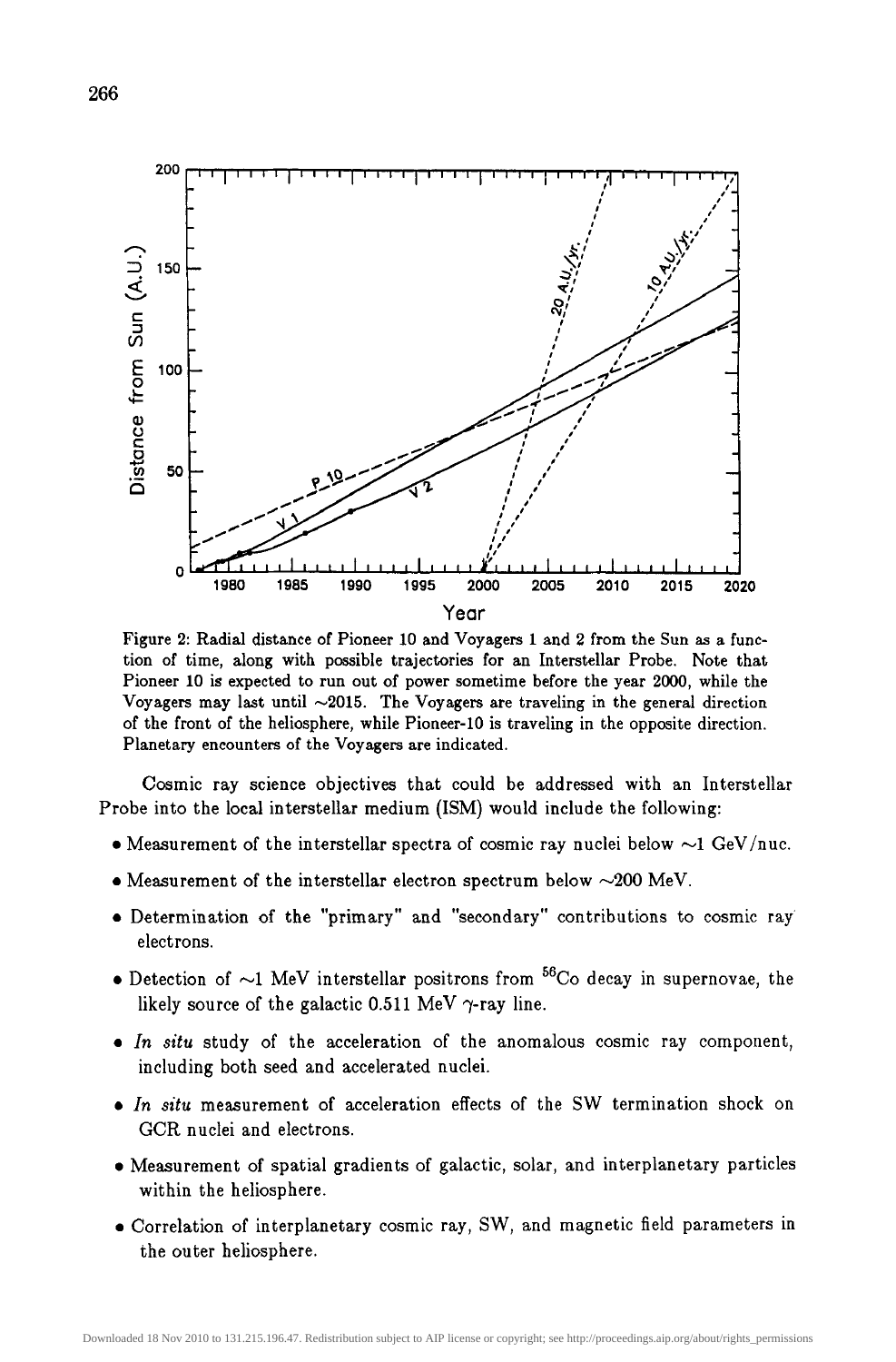Figure 2: Radial distance of Pioneer 10 and Voyagers 1 and 2 from the Sun as a function of time, along with possible trajectories for an Interstellar Probe. Note that Pioneer 10 is expected to run out of power sometime before the year 2000, while the Voyagers may last until ~2015. The Voyagers are traveling in the general direction of the front of the heliosphere, while Pioneer-10 is traveling in the opposite direction. Planetary encounters of the Voyagers are indicated.

Cosmic ray science objectives that could be addressed with an Interstellar Probe into the local interstellar medium (ISM) would include the following:

- Measurement of the interstellar spectra of cosmic ray nuclei below ~1 GeV/nuc.
- Measurement of the interstellar electron spectrum below ~200 MeV.
- Determination of the "primary" and "secondary" contributions to cosmic ray electrons.
- Detection of ~1 MeV interstellar positrons from $^{56}Co$ decay in supernovae, the likely source of the galactic 0.511 MeV $\gamma$-ray line.
- *In situ* study of the acceleration of the anomalous cosmic ray component, including both seed and accelerated nuclei.
- *In situ* measurement of acceleration effects of the SW termination shock on GCR nuclei and electrons.
- Measurement of spatial gradients of galactic, solar, and interplanetary particles within the heliosphere.
- Correlation of interplanetary cosmic ray, SW, and magnetic field parameters in the outer heliosphere.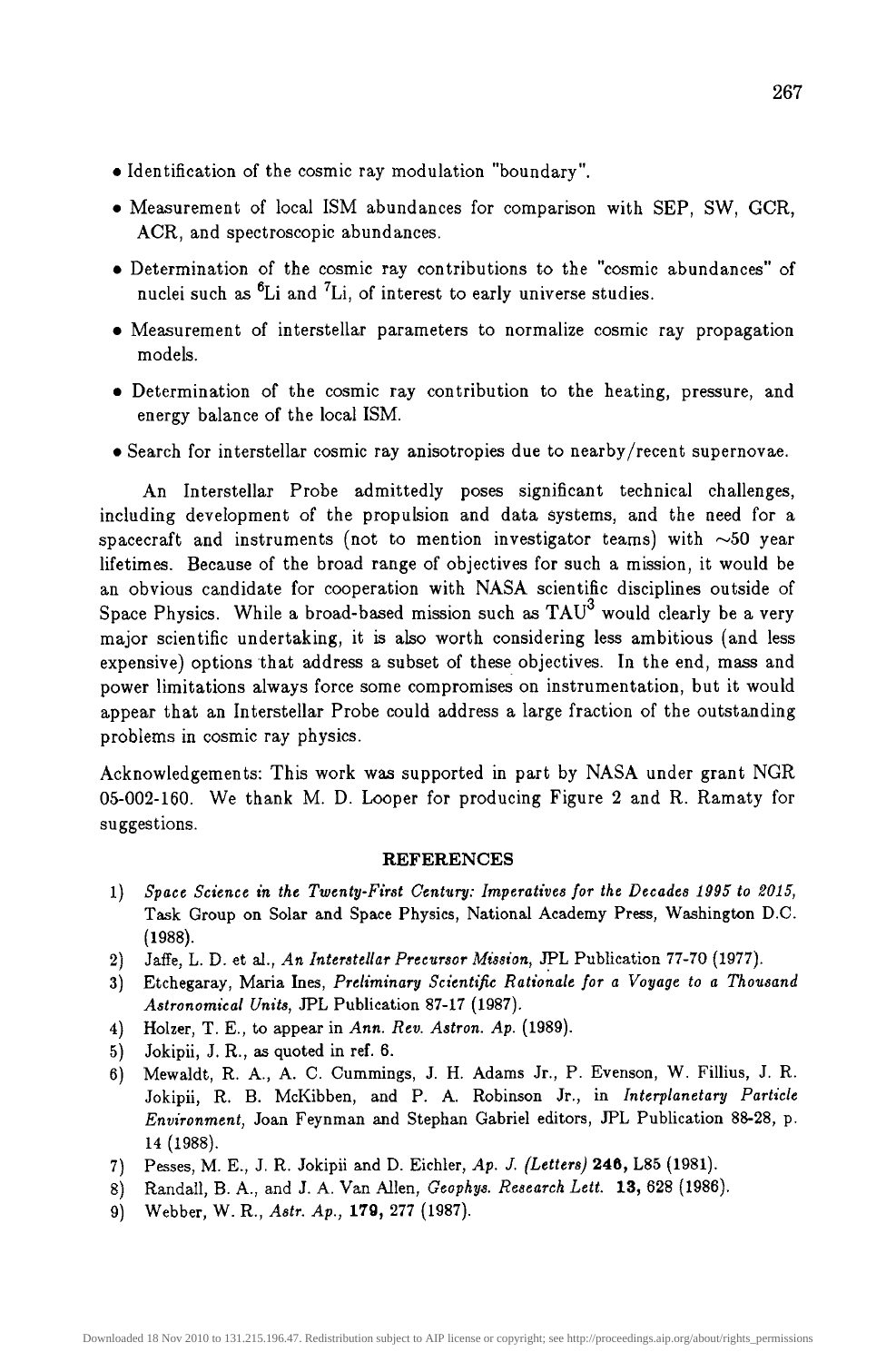- Identification of the cosmic ray modulation "boundary".
- Measurement of local ISM abundances for comparison with SEP, SW, GCR, ACR, and spectroscopic abundances.
- Determination of the cosmic ray contributions to the "cosmic abundances" of nuclei such as $^6$Li and $^7$Li, of interest to early universe studies.
- Measurement of interstellar parameters to normalize cosmic ray propagation models.
- Determination of the cosmic ray contribution to the heating, pressure, and energy balance of the local ISM.
- Search for interstellar cosmic ray anisotropies due to nearby/recent supernovae.

An Interstellar Probe admittedly poses significant technical challenges, including development of the propulsion and data systems, and the need for a spacecraft and instruments (not to mention investigator teams) with ~50 year lifetimes. Because of the broad range of objectives for such a mission, it would be an obvious candidate for cooperation with NASA scientific disciplines outside of Space Physics. While a broad-based mission such as TAU[3] would clearly be a very major scientific undertaking, it is also worth considering less ambitious (and less expensive) options that address a subset of these objectives. In the end, mass and power limitations always force some compromises on instrumentation, but it would appear that an Interstellar Probe could address a large fraction of the outstanding problems in cosmic ray physics.

Acknowledgements: This work was supported in part by NASA under grant NGR 05-002-160. We thank M. D. Looper for producing Figure 2 and R. Ramaty for suggestions.

## REFERENCES

1) *Space Science in the Twenty-First Century: Imperatives for the Decades 1995 to 2015*, Task Group on Solar and Space Physics, National Academy Press, Washington D.C. (1988).
2) Jaffe, L. D. et al., *An Interstellar Precursor Mission*, JPL Publication 77-70 (1977).
3) Etchegaray, Maria Ines, *Preliminary Scientific Rationale for a Voyage to a Thousand Astronomical Units*, JPL Publication 87-17 (1987).
4) Holzer, T. E., to appear in *Ann. Rev. Astron. Ap.* (1989).
5) Jokipii, J. R., as quoted in ref. 6.
6) Mewaldt, R. A., A. C. Cummings, J. H. Adams Jr., P. Evenson, W. Fillius, J. R. Jokipii, R. B. McKibben, and P. A. Robinson Jr., in *Interplanetary Particle Environment*, Joan Feynman and Stephan Gabriel editors, JPL Publication 88-28, p. 14 (1988).
7) Pesses, M. E., J. R. Jokipii and D. Eichler, *Ap. J. (Letters)* **246**, L85 (1981).
8) Randall, B. A., and J. A. Van Allen, *Geophys. Research Lett.* **13**, 628 (1986).
9) Webber, W. R., *Astr. Ap.*, **179**, 277 (1987).